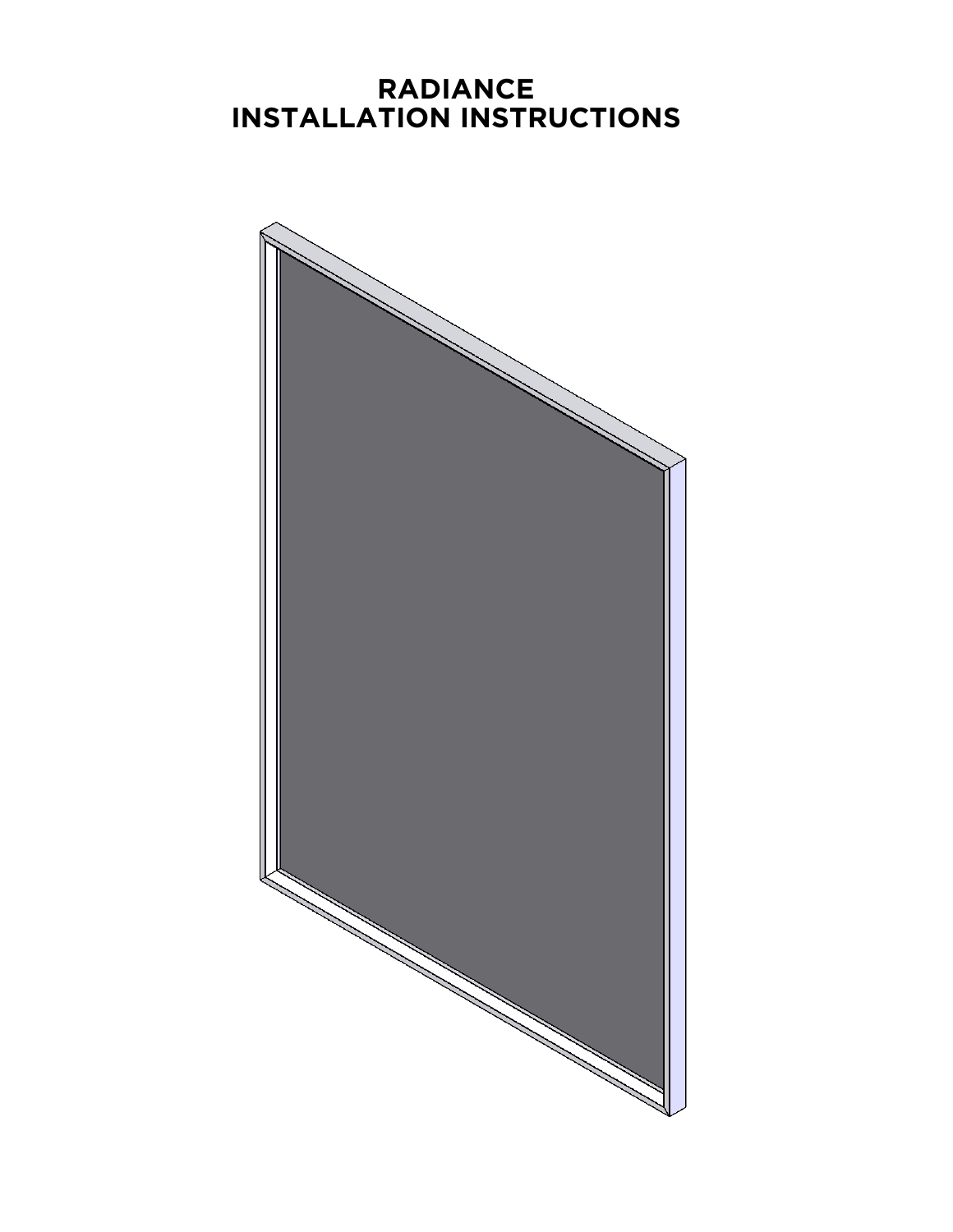# RADIANCE
# INSTALLATION INSTRUCTIONS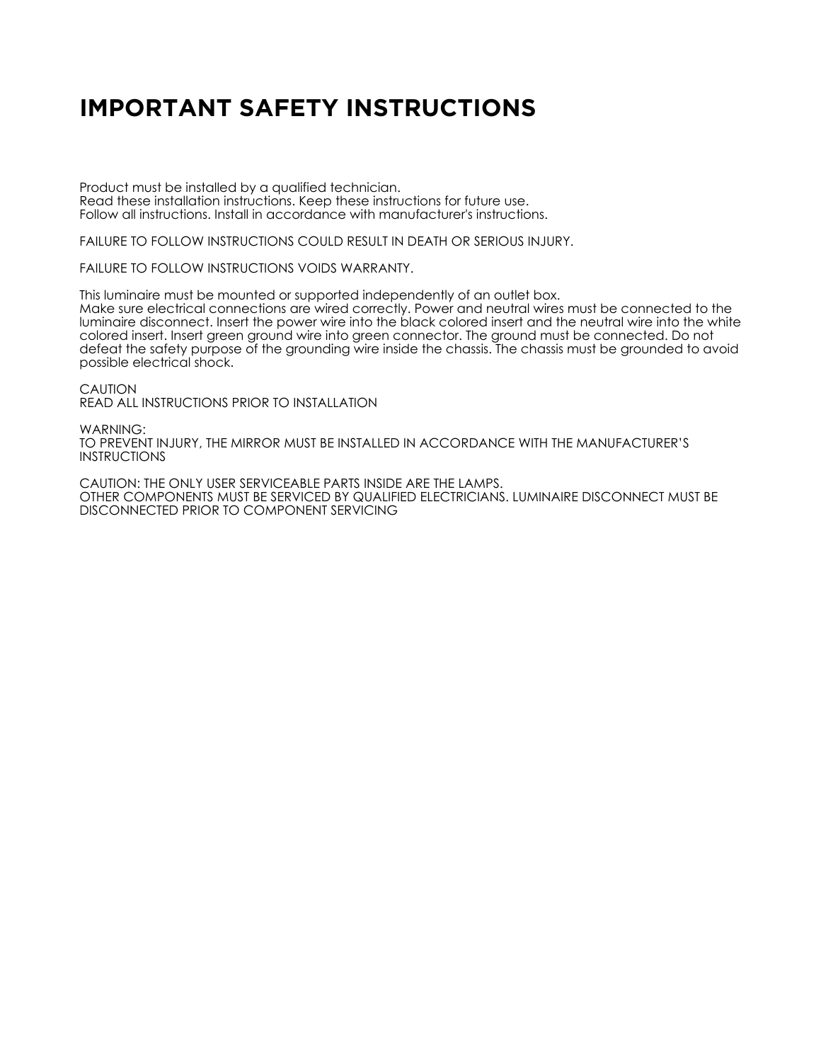# IMPORTANT SAFETY INSTRUCTIONS

Product must be installed by a qualified technician.
Read these installation instructions. Keep these instructions for future use.
Follow all instructions. Install in accordance with manufacturer's instructions.

FAILURE TO FOLLOW INSTRUCTIONS COULD RESULT IN DEATH OR SERIOUS INJURY.

FAILURE TO FOLLOW INSTRUCTIONS VOIDS WARRANTY.

This luminaire must be mounted or supported independently of an outlet box.
Make sure electrical connections are wired correctly. Power and neutral wires must be connected to the luminaire disconnect. Insert the power wire into the black colored insert and the neutral wire into the white colored insert. Insert green ground wire into green connector. The ground must be connected. Do not defeat the safety purpose of the grounding wire inside the chassis. The chassis must be grounded to avoid possible electrical shock.

CAUTION
READ ALL INSTRUCTIONS PRIOR TO INSTALLATION

WARNING:
TO PREVENT INJURY, THE MIRROR MUST BE INSTALLED IN ACCORDANCE WITH THE MANUFACTURER'S INSTRUCTIONS

CAUTION: THE ONLY USER SERVICEABLE PARTS INSIDE ARE THE LAMPS.
OTHER COMPONENTS MUST BE SERVICED BY QUALIFIED ELECTRICIANS. LUMINAIRE DISCONNECT MUST BE DISCONNECTED PRIOR TO COMPONENT SERVICING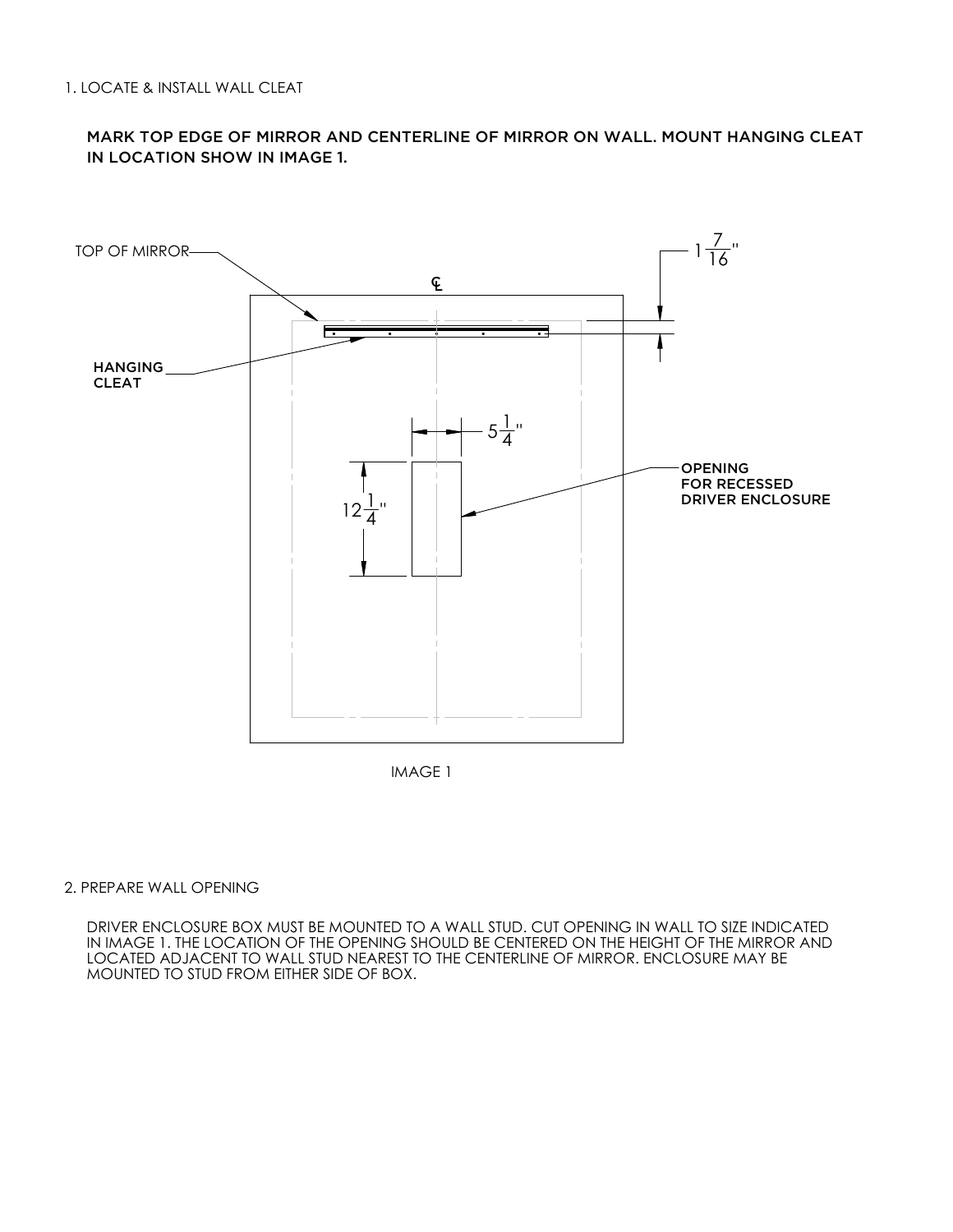1. LOCATE & INSTALL WALL CLEAT

**MARK TOP EDGE OF MIRROR AND CENTERLINE OF MIRROR ON WALL. MOUNT HANGING CLEAT IN LOCATION SHOW IN IMAGE 1.**

TOP OF MIRROR

℄

$1\frac{7}{16}$"

HANGING CLEAT

$5\frac{1}{4}$"

$12\frac{1}{4}$"

OPENING FOR RECESSED DRIVER ENCLOSURE

IMAGE 1

2. PREPARE WALL OPENING

DRIVER ENCLOSURE BOX MUST BE MOUNTED TO A WALL STUD. CUT OPENING IN WALL TO SIZE INDICATED IN IMAGE 1. THE LOCATION OF THE OPENING SHOULD BE CENTERED ON THE HEIGHT OF THE MIRROR AND LOCATED ADJACENT TO WALL STUD NEAREST TO THE CENTERLINE OF MIRROR. ENCLOSURE MAY BE MOUNTED TO STUD FROM EITHER SIDE OF BOX.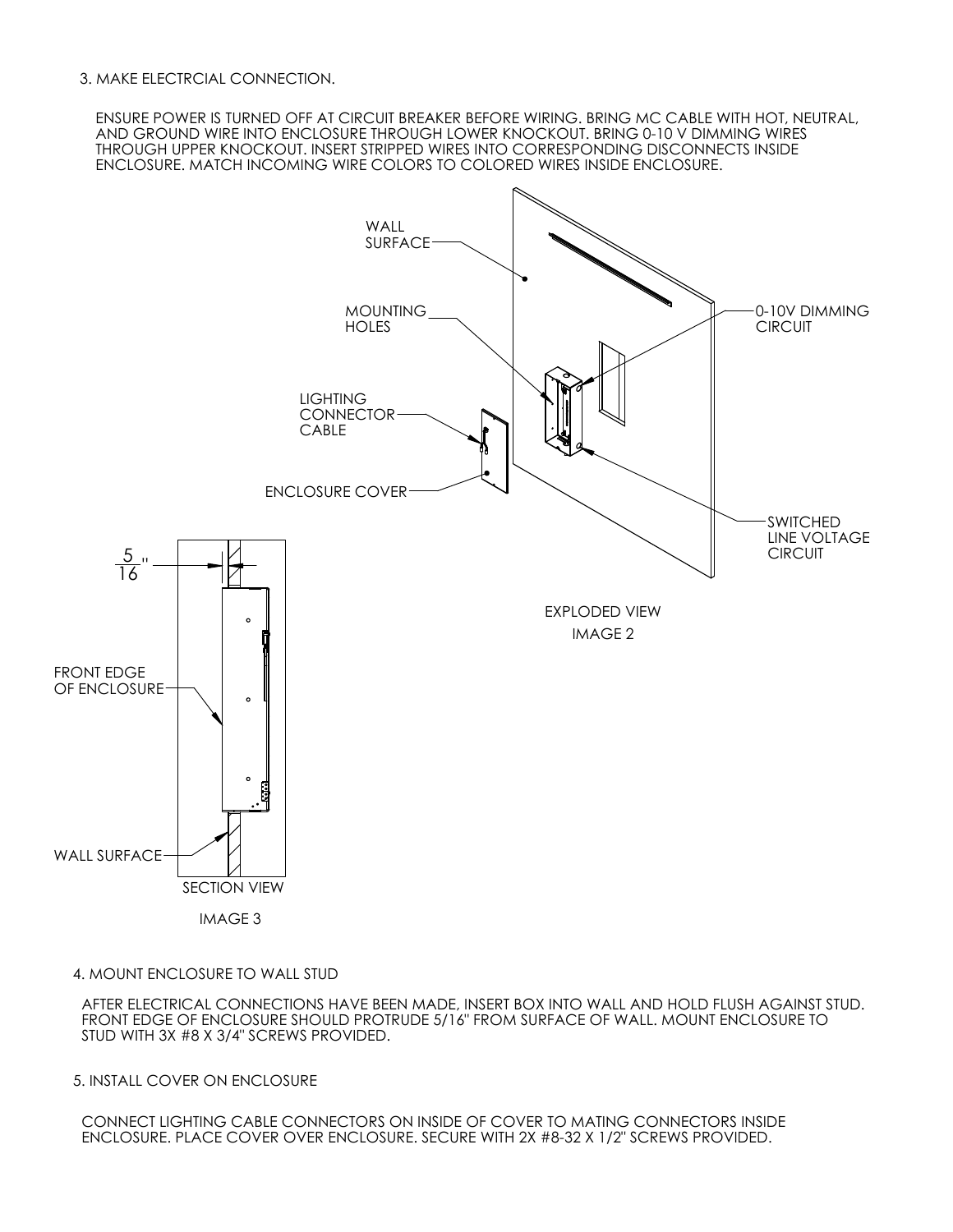3. MAKE ELECTRCIAL CONNECTION.

ENSURE POWER IS TURNED OFF AT CIRCUIT BREAKER BEFORE WIRING. BRING MC CABLE WITH HOT, NEUTRAL, AND GROUND WIRE INTO ENCLOSURE THROUGH LOWER KNOCKOUT. BRING 0-10 V DIMMING WIRES THROUGH UPPER KNOCKOUT. INSERT STRIPPED WIRES INTO CORRESPONDING DISCONNECTS INSIDE ENCLOSURE. MATCH INCOMING WIRE COLORS TO COLORED WIRES INSIDE ENCLOSURE.

WALL SURFACE

MOUNTING HOLES

0-10V DIMMING CIRCUIT

LIGHTING CONNECTOR CABLE

ENCLOSURE COVER

SWITCHED LINE VOLTAGE CIRCUIT

EXPLODED VIEW

IMAGE 2

$\frac{5}{16}$"

FRONT EDGE OF ENCLOSURE

WALL SURFACE

SECTION VIEW

IMAGE 3

4. MOUNT ENCLOSURE TO WALL STUD

AFTER ELECTRICAL CONNECTIONS HAVE BEEN MADE, INSERT BOX INTO WALL AND HOLD FLUSH AGAINST STUD. FRONT EDGE OF ENCLOSURE SHOULD PROTRUDE 5/16" FROM SURFACE OF WALL. MOUNT ENCLOSURE TO STUD WITH 3X #8 X 3/4" SCREWS PROVIDED.

5. INSTALL COVER ON ENCLOSURE

CONNECT LIGHTING CABLE CONNECTORS ON INSIDE OF COVER TO MATING CONNECTORS INSIDE ENCLOSURE. PLACE COVER OVER ENCLOSURE. SECURE WITH 2X #8-32 X 1/2" SCREWS PROVIDED.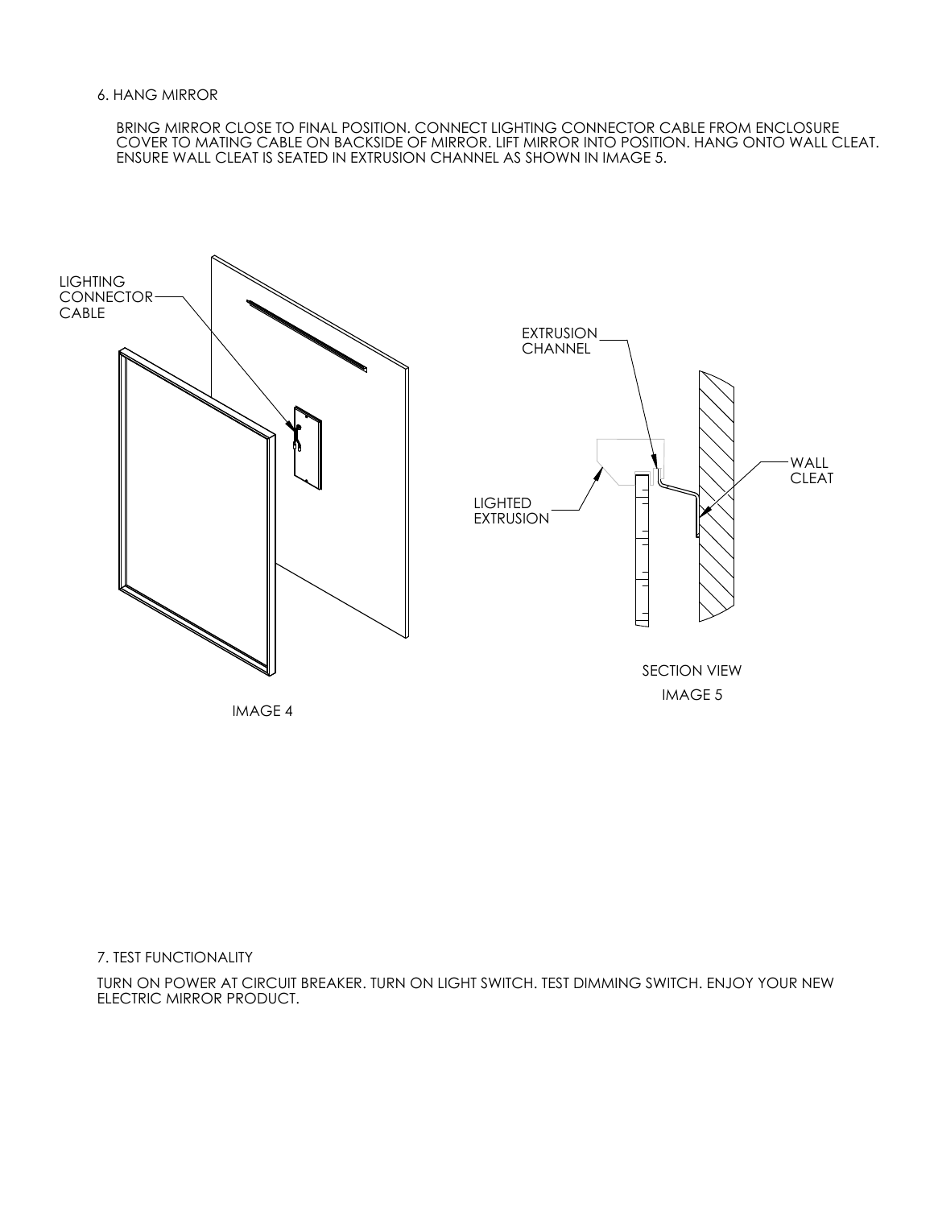## 6. HANG MIRROR

BRING MIRROR CLOSE TO FINAL POSITION. CONNECT LIGHTING CONNECTOR CABLE FROM ENCLOSURE COVER TO MATING CABLE ON BACKSIDE OF MIRROR. LIFT MIRROR INTO POSITION. HANG ONTO WALL CLEAT. ENSURE WALL CLEAT IS SEATED IN EXTRUSION CHANNEL AS SHOWN IN IMAGE 5.

LIGHTING CONNECTOR CABLE

IMAGE 4

EXTRUSION CHANNEL

WALL CLEAT

LIGHTED EXTRUSION

SECTION VIEW

IMAGE 5

## 7. TEST FUNCTIONALITY

TURN ON POWER AT CIRCUIT BREAKER. TURN ON LIGHT SWITCH. TEST DIMMING SWITCH. ENJOY YOUR NEW ELECTRIC MIRROR PRODUCT.